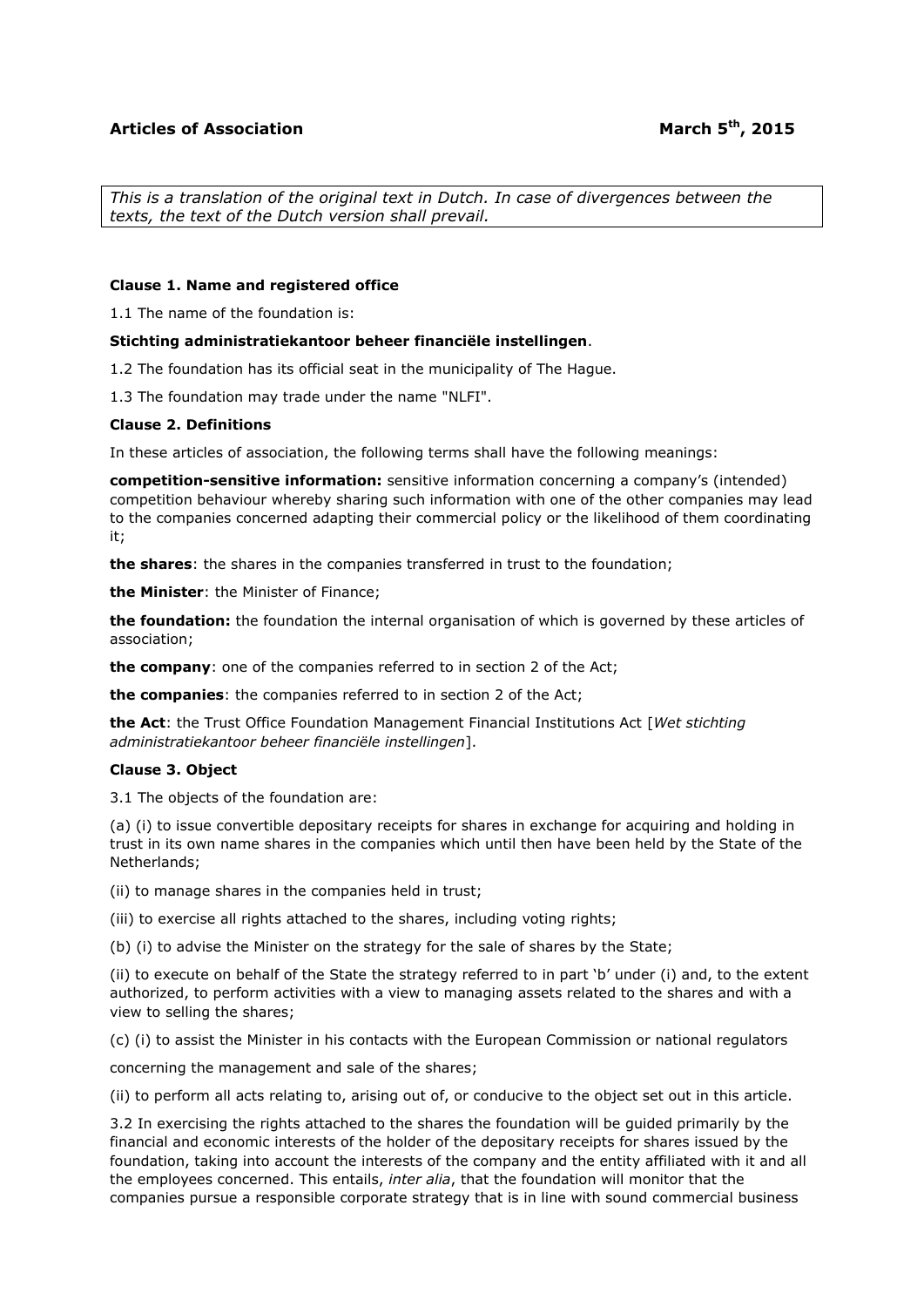**Articles of Association** **March 5th, 2015**

*This is a translation of the original text in Dutch. In case of divergences between the texts, the text of the Dutch version shall prevail.*

**Clause 1. Name and registered office**

1.1 The name of the foundation is:

**Stichting administratiekantoor beheer financiële instellingen**.

1.2 The foundation has its official seat in the municipality of The Hague.

1.3 The foundation may trade under the name "NLFI".

**Clause 2. Definitions**

In these articles of association, the following terms shall have the following meanings:

**competition-sensitive information:** sensitive information concerning a company's (intended) competition behaviour whereby sharing such information with one of the other companies may lead to the companies concerned adapting their commercial policy or the likelihood of them coordinating it;

**the shares**: the shares in the companies transferred in trust to the foundation;

**the Minister**: the Minister of Finance;

**the foundation:** the foundation the internal organisation of which is governed by these articles of association;

**the company**: one of the companies referred to in section 2 of the Act;

**the companies**: the companies referred to in section 2 of the Act;

**the Act**: the Trust Office Foundation Management Financial Institutions Act [*Wet stichting administratiekantoor beheer financiële instellingen*].

**Clause 3. Object**

3.1 The objects of the foundation are:

(a) (i) to issue convertible depositary receipts for shares in exchange for acquiring and holding in trust in its own name shares in the companies which until then have been held by the State of the Netherlands;

(ii) to manage shares in the companies held in trust;

(iii) to exercise all rights attached to the shares, including voting rights;

(b) (i) to advise the Minister on the strategy for the sale of shares by the State;

(ii) to execute on behalf of the State the strategy referred to in part 'b' under (i) and, to the extent authorized, to perform activities with a view to managing assets related to the shares and with a view to selling the shares;

(c) (i) to assist the Minister in his contacts with the European Commission or national regulators concerning the management and sale of the shares;

(ii) to perform all acts relating to, arising out of, or conducive to the object set out in this article.

3.2 In exercising the rights attached to the shares the foundation will be guided primarily by the financial and economic interests of the holder of the depositary receipts for shares issued by the foundation, taking into account the interests of the company and the entity affiliated with it and all the employees concerned. This entails, *inter alia*, that the foundation will monitor that the companies pursue a responsible corporate strategy that is in line with sound commercial business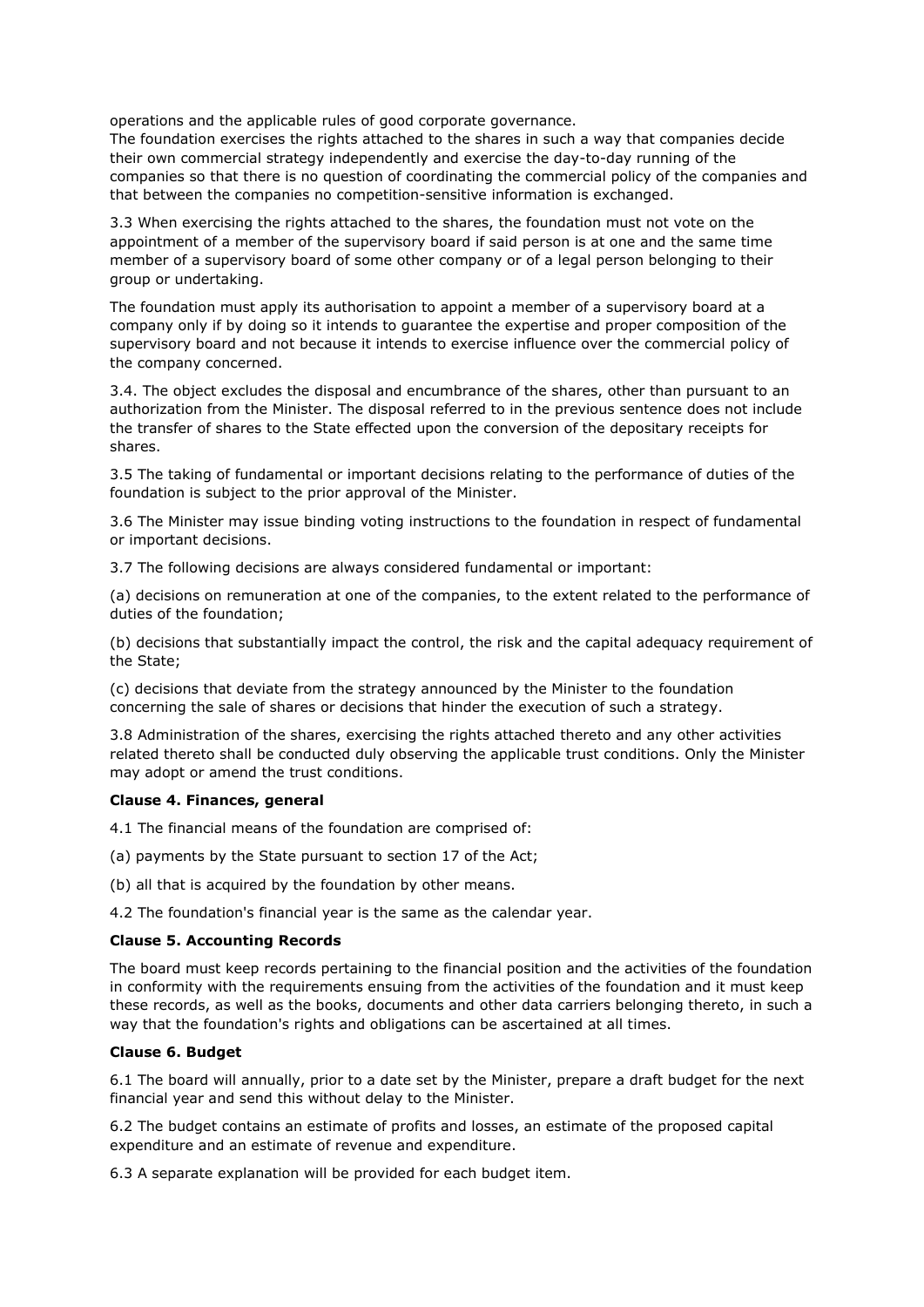operations and the applicable rules of good corporate governance.
The foundation exercises the rights attached to the shares in such a way that companies decide their own commercial strategy independently and exercise the day-to-day running of the companies so that there is no question of coordinating the commercial policy of the companies and that between the companies no competition-sensitive information is exchanged.

3.3 When exercising the rights attached to the shares, the foundation must not vote on the appointment of a member of the supervisory board if said person is at one and the same time member of a supervisory board of some other company or of a legal person belonging to their group or undertaking.

The foundation must apply its authorisation to appoint a member of a supervisory board at a company only if by doing so it intends to guarantee the expertise and proper composition of the supervisory board and not because it intends to exercise influence over the commercial policy of the company concerned.

3.4. The object excludes the disposal and encumbrance of the shares, other than pursuant to an authorization from the Minister. The disposal referred to in the previous sentence does not include the transfer of shares to the State effected upon the conversion of the depositary receipts for shares.

3.5 The taking of fundamental or important decisions relating to the performance of duties of the foundation is subject to the prior approval of the Minister.

3.6 The Minister may issue binding voting instructions to the foundation in respect of fundamental or important decisions.

3.7 The following decisions are always considered fundamental or important:

(a) decisions on remuneration at one of the companies, to the extent related to the performance of duties of the foundation;

(b) decisions that substantially impact the control, the risk and the capital adequacy requirement of the State;

(c) decisions that deviate from the strategy announced by the Minister to the foundation concerning the sale of shares or decisions that hinder the execution of such a strategy.

3.8 Administration of the shares, exercising the rights attached thereto and any other activities related thereto shall be conducted duly observing the applicable trust conditions. Only the Minister may adopt or amend the trust conditions.

**Clause 4. Finances, general**

4.1 The financial means of the foundation are comprised of:

(a) payments by the State pursuant to section 17 of the Act;

(b) all that is acquired by the foundation by other means.

4.2 The foundation's financial year is the same as the calendar year.

**Clause 5. Accounting Records**

The board must keep records pertaining to the financial position and the activities of the foundation in conformity with the requirements ensuing from the activities of the foundation and it must keep these records, as well as the books, documents and other data carriers belonging thereto, in such a way that the foundation's rights and obligations can be ascertained at all times.

**Clause 6. Budget**

6.1 The board will annually, prior to a date set by the Minister, prepare a draft budget for the next financial year and send this without delay to the Minister.

6.2 The budget contains an estimate of profits and losses, an estimate of the proposed capital expenditure and an estimate of revenue and expenditure.

6.3 A separate explanation will be provided for each budget item.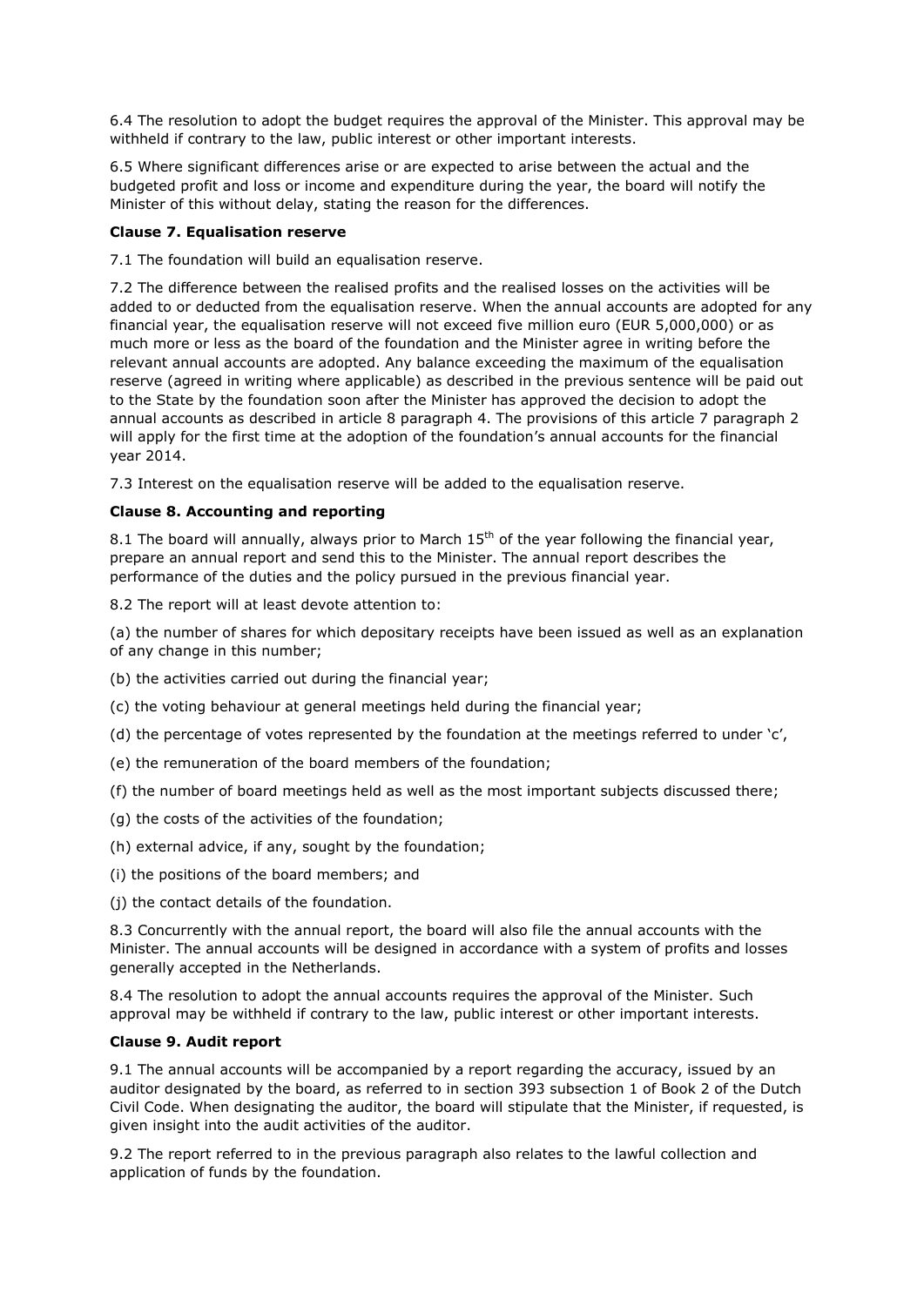6.4 The resolution to adopt the budget requires the approval of the Minister. This approval may be withheld if contrary to the law, public interest or other important interests.

6.5 Where significant differences arise or are expected to arise between the actual and the budgeted profit and loss or income and expenditure during the year, the board will notify the Minister of this without delay, stating the reason for the differences.

**Clause 7. Equalisation reserve**

7.1 The foundation will build an equalisation reserve.

7.2 The difference between the realised profits and the realised losses on the activities will be added to or deducted from the equalisation reserve. When the annual accounts are adopted for any financial year, the equalisation reserve will not exceed five million euro (EUR 5,000,000) or as much more or less as the board of the foundation and the Minister agree in writing before the relevant annual accounts are adopted. Any balance exceeding the maximum of the equalisation reserve (agreed in writing where applicable) as described in the previous sentence will be paid out to the State by the foundation soon after the Minister has approved the decision to adopt the annual accounts as described in article 8 paragraph 4. The provisions of this article 7 paragraph 2 will apply for the first time at the adoption of the foundation's annual accounts for the financial year 2014.

7.3 Interest on the equalisation reserve will be added to the equalisation reserve.

**Clause 8. Accounting and reporting**

8.1 The board will annually, always prior to March 15th of the year following the financial year, prepare an annual report and send this to the Minister. The annual report describes the performance of the duties and the policy pursued in the previous financial year.

8.2 The report will at least devote attention to:

(a) the number of shares for which depositary receipts have been issued as well as an explanation of any change in this number;

(b) the activities carried out during the financial year;

(c) the voting behaviour at general meetings held during the financial year;

(d) the percentage of votes represented by the foundation at the meetings referred to under 'c',

(e) the remuneration of the board members of the foundation;

(f) the number of board meetings held as well as the most important subjects discussed there;

(g) the costs of the activities of the foundation;

(h) external advice, if any, sought by the foundation;

(i) the positions of the board members; and

(j) the contact details of the foundation.

8.3 Concurrently with the annual report, the board will also file the annual accounts with the Minister. The annual accounts will be designed in accordance with a system of profits and losses generally accepted in the Netherlands.

8.4 The resolution to adopt the annual accounts requires the approval of the Minister. Such approval may be withheld if contrary to the law, public interest or other important interests.

**Clause 9. Audit report**

9.1 The annual accounts will be accompanied by a report regarding the accuracy, issued by an auditor designated by the board, as referred to in section 393 subsection 1 of Book 2 of the Dutch Civil Code. When designating the auditor, the board will stipulate that the Minister, if requested, is given insight into the audit activities of the auditor.

9.2 The report referred to in the previous paragraph also relates to the lawful collection and application of funds by the foundation.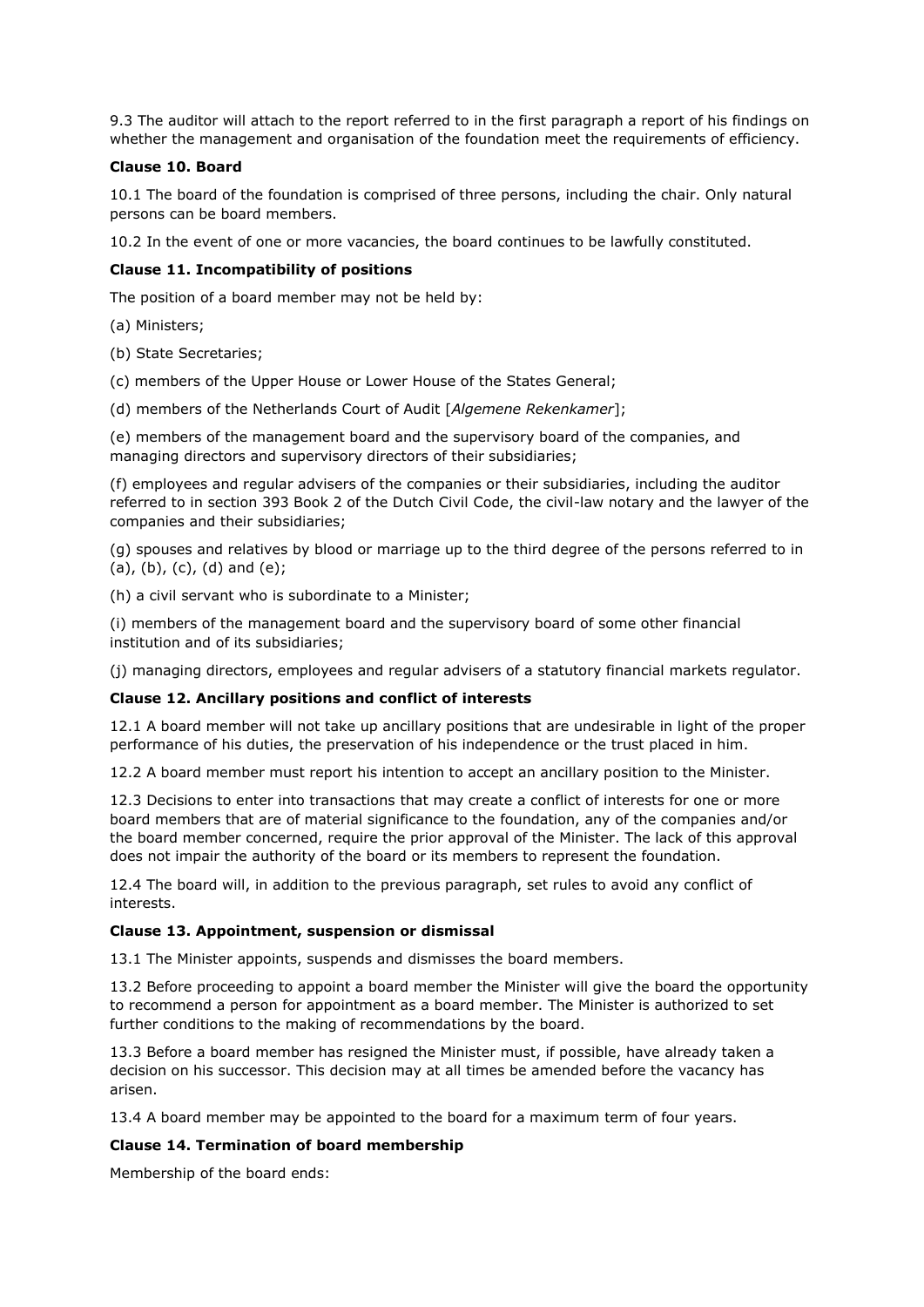9.3 The auditor will attach to the report referred to in the first paragraph a report of his findings on whether the management and organisation of the foundation meet the requirements of efficiency.

**Clause 10. Board**

10.1 The board of the foundation is comprised of three persons, including the chair. Only natural persons can be board members.

10.2 In the event of one or more vacancies, the board continues to be lawfully constituted.

**Clause 11. Incompatibility of positions**

The position of a board member may not be held by:

(a) Ministers;

(b) State Secretaries;

(c) members of the Upper House or Lower House of the States General;

(d) members of the Netherlands Court of Audit [*Algemene Rekenkamer*];

(e) members of the management board and the supervisory board of the companies, and managing directors and supervisory directors of their subsidiaries;

(f) employees and regular advisers of the companies or their subsidiaries, including the auditor referred to in section 393 Book 2 of the Dutch Civil Code, the civil-law notary and the lawyer of the companies and their subsidiaries;

(g) spouses and relatives by blood or marriage up to the third degree of the persons referred to in (a), (b), (c), (d) and (e);

(h) a civil servant who is subordinate to a Minister;

(i) members of the management board and the supervisory board of some other financial institution and of its subsidiaries;

(j) managing directors, employees and regular advisers of a statutory financial markets regulator.

**Clause 12. Ancillary positions and conflict of interests**

12.1 A board member will not take up ancillary positions that are undesirable in light of the proper performance of his duties, the preservation of his independence or the trust placed in him.

12.2 A board member must report his intention to accept an ancillary position to the Minister.

12.3 Decisions to enter into transactions that may create a conflict of interests for one or more board members that are of material significance to the foundation, any of the companies and/or the board member concerned, require the prior approval of the Minister. The lack of this approval does not impair the authority of the board or its members to represent the foundation.

12.4 The board will, in addition to the previous paragraph, set rules to avoid any conflict of interests.

**Clause 13. Appointment, suspension or dismissal**

13.1 The Minister appoints, suspends and dismisses the board members.

13.2 Before proceeding to appoint a board member the Minister will give the board the opportunity to recommend a person for appointment as a board member. The Minister is authorized to set further conditions to the making of recommendations by the board.

13.3 Before a board member has resigned the Minister must, if possible, have already taken a decision on his successor. This decision may at all times be amended before the vacancy has arisen.

13.4 A board member may be appointed to the board for a maximum term of four years.

**Clause 14. Termination of board membership**

Membership of the board ends: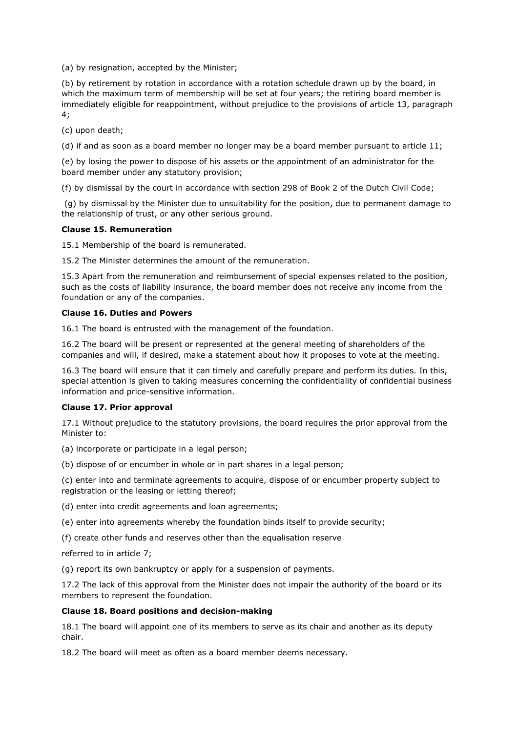(a) by resignation, accepted by the Minister;

(b) by retirement by rotation in accordance with a rotation schedule drawn up by the board, in which the maximum term of membership will be set at four years; the retiring board member is immediately eligible for reappointment, without prejudice to the provisions of article 13, paragraph 4;

(c) upon death;

(d) if and as soon as a board member no longer may be a board member pursuant to article 11;

(e) by losing the power to dispose of his assets or the appointment of an administrator for the board member under any statutory provision;

(f) by dismissal by the court in accordance with section 298 of Book 2 of the Dutch Civil Code;

(g) by dismissal by the Minister due to unsuitability for the position, due to permanent damage to the relationship of trust, or any other serious ground.

**Clause 15. Remuneration**

15.1 Membership of the board is remunerated.

15.2 The Minister determines the amount of the remuneration.

15.3 Apart from the remuneration and reimbursement of special expenses related to the position, such as the costs of liability insurance, the board member does not receive any income from the foundation or any of the companies.

**Clause 16. Duties and Powers**

16.1 The board is entrusted with the management of the foundation.

16.2 The board will be present or represented at the general meeting of shareholders of the companies and will, if desired, make a statement about how it proposes to vote at the meeting.

16.3 The board will ensure that it can timely and carefully prepare and perform its duties. In this, special attention is given to taking measures concerning the confidentiality of confidential business information and price-sensitive information.

**Clause 17. Prior approval**

17.1 Without prejudice to the statutory provisions, the board requires the prior approval from the Minister to:

(a) incorporate or participate in a legal person;

(b) dispose of or encumber in whole or in part shares in a legal person;

(c) enter into and terminate agreements to acquire, dispose of or encumber property subject to registration or the leasing or letting thereof;

(d) enter into credit agreements and loan agreements;

(e) enter into agreements whereby the foundation binds itself to provide security;

(f) create other funds and reserves other than the equalisation reserve

referred to in article 7;

(g) report its own bankruptcy or apply for a suspension of payments.

17.2 The lack of this approval from the Minister does not impair the authority of the board or its members to represent the foundation.

**Clause 18. Board positions and decision-making**

18.1 The board will appoint one of its members to serve as its chair and another as its deputy chair.

18.2 The board will meet as often as a board member deems necessary.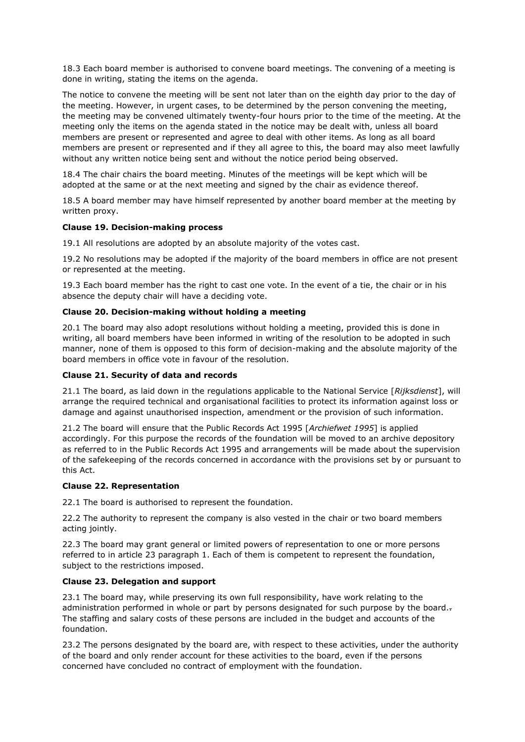18.3 Each board member is authorised to convene board meetings. The convening of a meeting is done in writing, stating the items on the agenda.

The notice to convene the meeting will be sent not later than on the eighth day prior to the day of the meeting. However, in urgent cases, to be determined by the person convening the meeting, the meeting may be convened ultimately twenty-four hours prior to the time of the meeting. At the meeting only the items on the agenda stated in the notice may be dealt with, unless all board members are present or represented and agree to deal with other items. As long as all board members are present or represented and if they all agree to this, the board may also meet lawfully without any written notice being sent and without the notice period being observed.

18.4 The chair chairs the board meeting. Minutes of the meetings will be kept which will be adopted at the same or at the next meeting and signed by the chair as evidence thereof.

18.5 A board member may have himself represented by another board member at the meeting by written proxy.

**Clause 19. Decision-making process**

19.1 All resolutions are adopted by an absolute majority of the votes cast.

19.2 No resolutions may be adopted if the majority of the board members in office are not present or represented at the meeting.

19.3 Each board member has the right to cast one vote. In the event of a tie, the chair or in his absence the deputy chair will have a deciding vote.

**Clause 20. Decision-making without holding a meeting**

20.1 The board may also adopt resolutions without holding a meeting, provided this is done in writing, all board members have been informed in writing of the resolution to be adopted in such manner, none of them is opposed to this form of decision-making and the absolute majority of the board members in office vote in favour of the resolution.

**Clause 21. Security of data and records**

21.1 The board, as laid down in the regulations applicable to the National Service [*Rijksdienst*], will arrange the required technical and organisational facilities to protect its information against loss or damage and against unauthorised inspection, amendment or the provision of such information.

21.2 The board will ensure that the Public Records Act 1995 [*Archiefwet 1995*] is applied accordingly. For this purpose the records of the foundation will be moved to an archive depository as referred to in the Public Records Act 1995 and arrangements will be made about the supervision of the safekeeping of the records concerned in accordance with the provisions set by or pursuant to this Act.

**Clause 22. Representation**

22.1 The board is authorised to represent the foundation.

22.2 The authority to represent the company is also vested in the chair or two board members acting jointly.

22.3 The board may grant general or limited powers of representation to one or more persons referred to in article 23 paragraph 1. Each of them is competent to represent the foundation, subject to the restrictions imposed.

**Clause 23. Delegation and support**

23.1 The board may, while preserving its own full responsibility, have work relating to the administration performed in whole or part by persons designated for such purpose by the board. The staffing and salary costs of these persons are included in the budget and accounts of the foundation.

23.2 The persons designated by the board are, with respect to these activities, under the authority of the board and only render account for these activities to the board, even if the persons concerned have concluded no contract of employment with the foundation.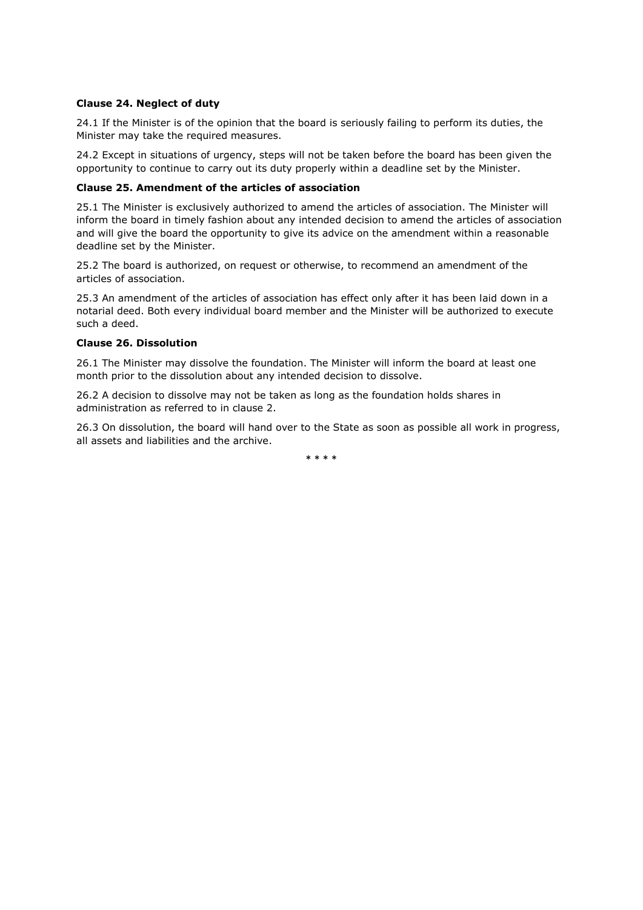**Clause 24. Neglect of duty**

24.1 If the Minister is of the opinion that the board is seriously failing to perform its duties, the Minister may take the required measures.

24.2 Except in situations of urgency, steps will not be taken before the board has been given the opportunity to continue to carry out its duty properly within a deadline set by the Minister.

**Clause 25. Amendment of the articles of association**

25.1 The Minister is exclusively authorized to amend the articles of association. The Minister will inform the board in timely fashion about any intended decision to amend the articles of association and will give the board the opportunity to give its advice on the amendment within a reasonable deadline set by the Minister.

25.2 The board is authorized, on request or otherwise, to recommend an amendment of the articles of association.

25.3 An amendment of the articles of association has effect only after it has been laid down in a notarial deed. Both every individual board member and the Minister will be authorized to execute such a deed.

**Clause 26. Dissolution**

26.1 The Minister may dissolve the foundation. The Minister will inform the board at least one month prior to the dissolution about any intended decision to dissolve.

26.2 A decision to dissolve may not be taken as long as the foundation holds shares in administration as referred to in clause 2.

26.3 On dissolution, the board will hand over to the State as soon as possible all work in progress, all assets and liabilities and the archive.

* * * *